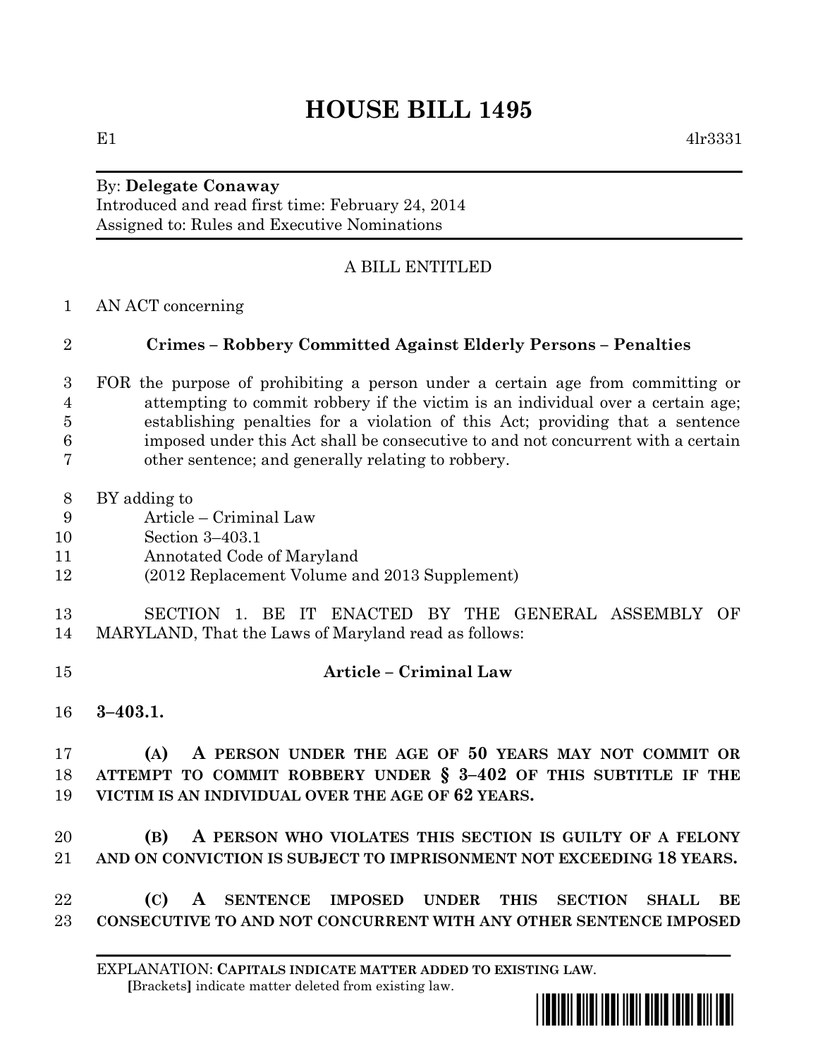# HOUSE BILL 1495

E1 4lr3331

By: **Delegate Conaway**
Introduced and read first time: February 24, 2014
Assigned to: Rules and Executive Nominations

A BILL ENTITLED

1 AN ACT concerning

2 **Crimes – Robbery Committed Against Elderly Persons – Penalties**

3 FOR the purpose of prohibiting a person under a certain age from committing or
4 attempting to commit robbery if the victim is an individual over a certain age;
5 establishing penalties for a violation of this Act; providing that a sentence
6 imposed under this Act shall be consecutive to and not concurrent with a certain
7 other sentence; and generally relating to robbery.

8 BY adding to
9 Article – Criminal Law
10 Section 3–403.1
11 Annotated Code of Maryland
12 (2012 Replacement Volume and 2013 Supplement)

13 SECTION 1. BE IT ENACTED BY THE GENERAL ASSEMBLY OF
14 MARYLAND, That the Laws of Maryland read as follows:

15 **Article – Criminal Law**

16 **3–403.1.**

17 **(A) A PERSON UNDER THE AGE OF 50 YEARS MAY NOT COMMIT OR**
18 **ATTEMPT TO COMMIT ROBBERY UNDER § 3–402 OF THIS SUBTITLE IF THE**
19 **VICTIM IS AN INDIVIDUAL OVER THE AGE OF 62 YEARS.**

20 **(B) A PERSON WHO VIOLATES THIS SECTION IS GUILTY OF A FELONY**
21 **AND ON CONVICTION IS SUBJECT TO IMPRISONMENT NOT EXCEEDING 18 YEARS.**

22 **(C) A SENTENCE IMPOSED UNDER THIS SECTION SHALL BE**
23 **CONSECUTIVE TO AND NOT CONCURRENT WITH ANY OTHER SENTENCE IMPOSED**

EXPLANATION: **CAPITALS INDICATE MATTER ADDED TO EXISTING LAW.**
[Brackets] indicate matter deleted from existing law.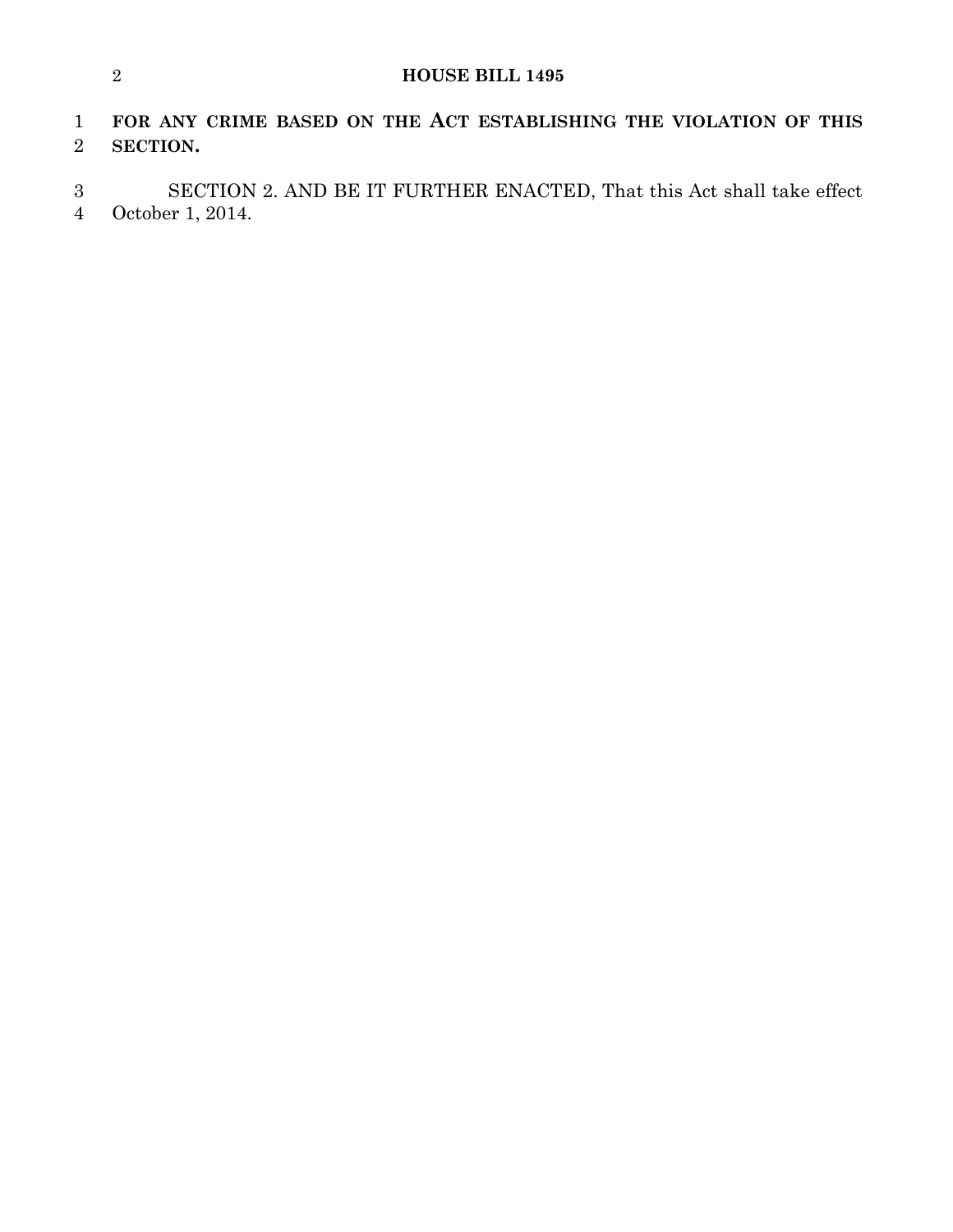**FOR ANY CRIME BASED ON THE ACT ESTABLISHING THE VIOLATION OF THIS SECTION.**

SECTION 2. AND BE IT FURTHER ENACTED, That this Act shall take effect October 1, 2014.